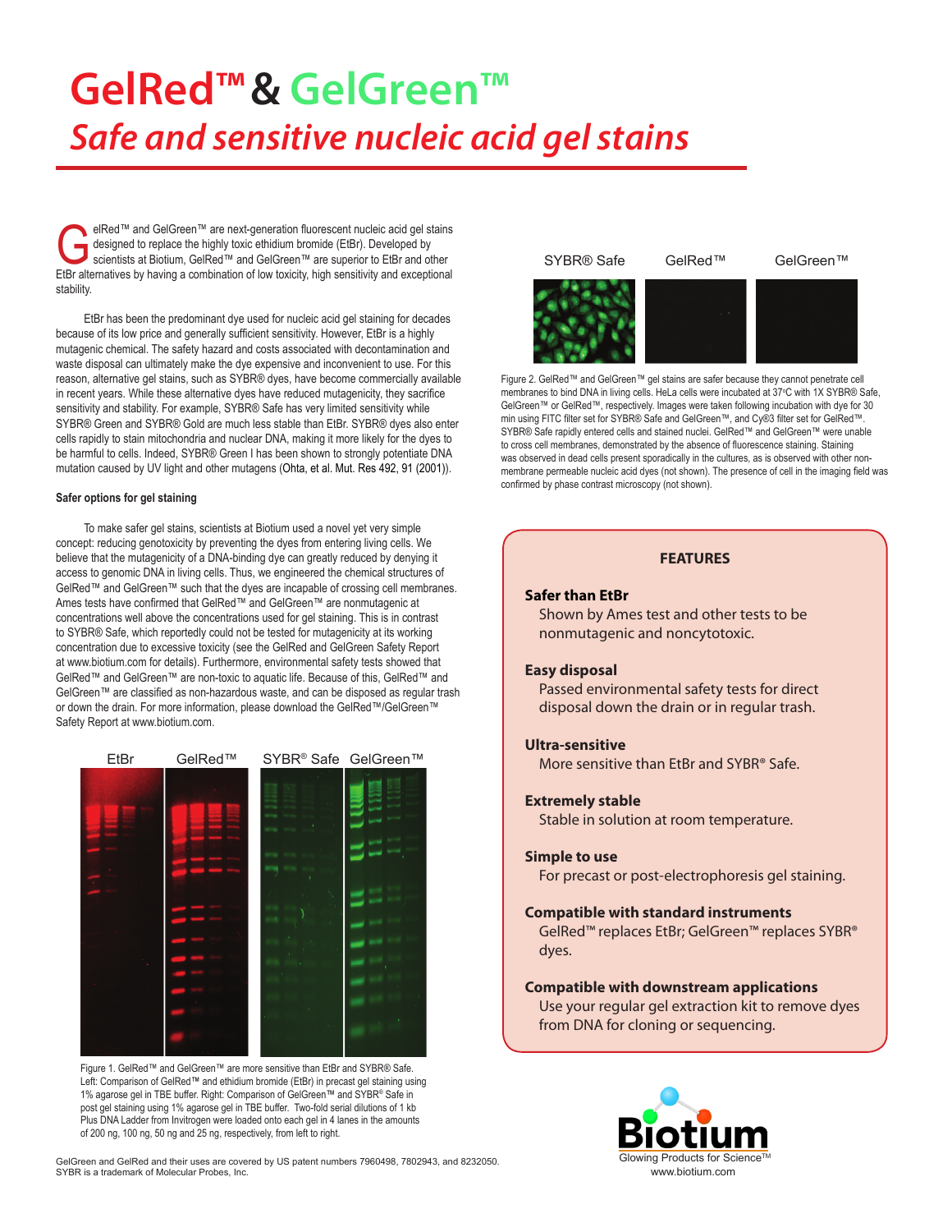# GelRed™ & GelGreen™

## *Safe and sensitive nucleic acid gel stains*

GelRed™ and GelGreen™ are next-generation fluorescent nucleic acid gel stains designed to replace the highly toxic ethidium bromide (EtBr). Developed by scientists at Biotium, GelRed™ and GelGreen™ are superior to EtBr and other EtBr alternatives by having a combination of low toxicity, high sensitivity and exceptional stability.

EtBr has been the predominant dye used for nucleic acid gel staining for decades because of its low price and generally sufficient sensitivity. However, EtBr is a highly mutagenic chemical. The safety hazard and costs associated with decontamination and waste disposal can ultimately make the dye expensive and inconvenient to use. For this reason, alternative gel stains, such as SYBR® dyes, have become commercially available in recent years. While these alternative dyes have reduced mutagenicity, they sacrifice sensitivity and stability. For example, SYBR® Safe has very limited sensitivity while SYBR® Green and SYBR® Gold are much less stable than EtBr. SYBR® dyes also enter cells rapidly to stain mitochondria and nuclear DNA, making it more likely for the dyes to be harmful to cells. Indeed, SYBR® Green I has been shown to strongly potentiate DNA mutation caused by UV light and other mutagens (Ohta, et al. Mut. Res 492, 91 (2001)).

#### Safer options for gel staining

To make safer gel stains, scientists at Biotium used a novel yet very simple concept: reducing genotoxicity by preventing the dyes from entering living cells. We believe that the mutagenicity of a DNA-binding dye can greatly reduced by denying it access to genomic DNA in living cells. Thus, we engineered the chemical structures of GelRed™ and GelGreen™ such that the dyes are incapable of crossing cell membranes. Ames tests have confirmed that GelRed™ and GelGreen™ are nonmutagenic at concentrations well above the concentrations used for gel staining. This is in contrast to SYBR® Safe, which reportedly could not be tested for mutagenicity at its working concentration due to excessive toxicity (see the GelRed and GelGreen Safety Report at www.biotium.com for details). Furthermore, environmental safety tests showed that GelRed™ and GelGreen™ are non-toxic to aquatic life. Because of this, GelRed™ and GelGreen™ are classified as non-hazardous waste, and can be disposed as regular trash or down the drain. For more information, please download the GelRed™/GelGreen™ Safety Report at www.biotium.com.

Figure 1. GelRed™ and GelGreen™ are more sensitive than EtBr and SYBR® Safe. Left: Comparison of GelRed™ and ethidium bromide (EtBr) in precast gel staining using 1% agarose gel in TBE buffer. Right: Comparison of GelGreen™ and SYBR® Safe in post gel staining using 1% agarose gel in TBE buffer. Two-fold serial dilutions of 1 kb Plus DNA Ladder from Invitrogen were loaded onto each gel in 4 lanes in the amounts of 200 ng, 100 ng, 50 ng and 25 ng, respectively, from left to right.

Figure 2. GelRed™ and GelGreen™ gel stains are safer because they cannot penetrate cell membranes to bind DNA in living cells. HeLa cells were incubated at 37°C with 1X SYBR® Safe, GelGreen™ or GelRed™, respectively. Images were taken following incubation with dye for 30 min using FITC filter set for SYBR® Safe and GelGreen™, and Cy®3 filter set for GelRed™. SYBR® Safe rapidly entered cells and stained nuclei. GelRed™ and GelGreen™ were unable to cross cell membranes, demonstrated by the absence of fluorescence staining. Staining was observed in dead cells present sporadically in the cultures, as is observed with other non-membrane permeable nucleic acid dyes (not shown). The presence of cell in the imaging field was confirmed by phase contrast microscopy (not shown).

### FEATURES

**Safer than EtBr**
Shown by Ames test and other tests to be nonmutagenic and noncytotoxic.

**Easy disposal**
Passed environmental safety tests for direct disposal down the drain or in regular trash.

**Ultra-sensitive**
More sensitive than EtBr and SYBR® Safe.

**Extremely stable**
Stable in solution at room temperature.

**Simple to use**
For precast or post-electrophoresis gel staining.

**Compatible with standard instruments**
GelRed™ replaces EtBr; GelGreen™ replaces SYBR® dyes.

**Compatible with downstream applications**
Use your regular gel extraction kit to remove dyes from DNA for cloning or sequencing.

GelGreen and GelRed and their uses are covered by US patent numbers 7960498, 7802943, and 8232050.
SYBR is a trademark of Molecular Probes, Inc.

Biotium
Glowing Products for Science™
www.biotium.com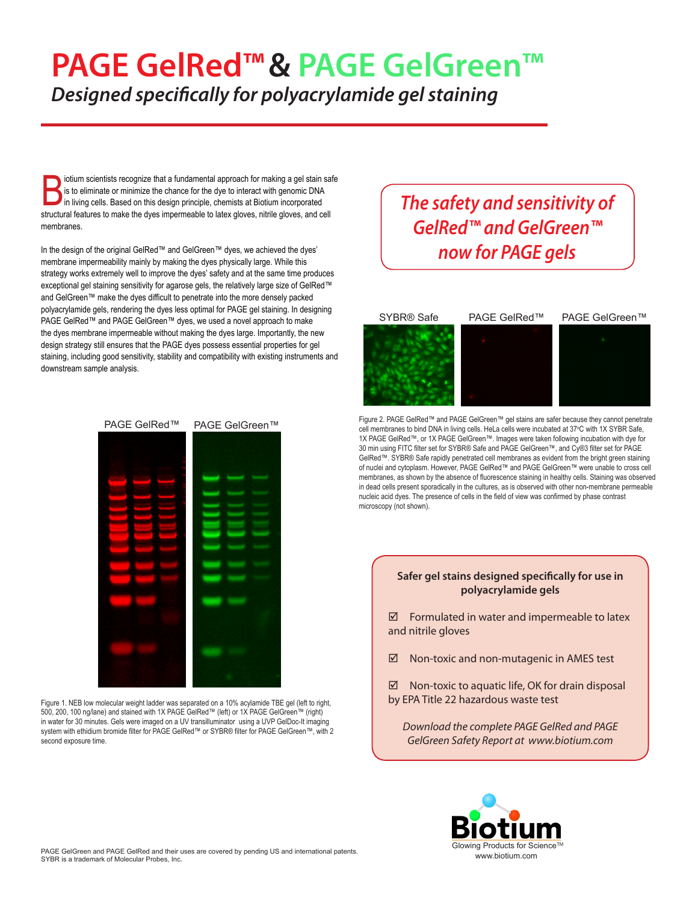# PAGE GelRed™ & PAGE GelGreen™

*Designed specifically for polyacrylamide gel staining*

Biotium scientists recognize that a fundamental approach for making a gel stain safe is to eliminate or minimize the chance for the dye to interact with genomic DNA in living cells. Based on this design principle, chemists at Biotium incorporated structural features to make the dyes impermeable to latex gloves, nitrile gloves, and cell membranes.

In the design of the original GelRed™ and GelGreen™ dyes, we achieved the dyes' membrane impermeability mainly by making the dyes physically large. While this strategy works extremely well to improve the dyes' safety and at the same time produces exceptional gel staining sensitivity for agarose gels, the relatively large size of GelRed™ and GelGreen™ make the dyes difficult to penetrate into the more densely packed polyacrylamide gels, rendering the dyes less optimal for PAGE gel staining. In designing PAGE GelRed™ and PAGE GelGreen™ dyes, we used a novel approach to make the dyes membrane impermeable without making the dyes large. Importantly, the new design strategy still ensures that the PAGE dyes possess essential properties for gel staining, including good sensitivity, stability and compatibility with existing instruments and downstream sample analysis.

*The safety and sensitivity of GelRed™ and GelGreen™ now for PAGE gels*

PAGE GelRed™

PAGE GelGreen™

Figure 1. NEB low molecular weight ladder was separated on a 10% acylamide TBE gel (left to right, 500, 200, 100 ng/lane) and stained with 1X PAGE GelRed™ (left) or 1X PAGE GelGreen™ (right) in water for 30 minutes. Gels were imaged on a UV transilluminator using a UVP GelDoc-It imaging system with ethidium bromide filter for PAGE GelRed™ or SYBR® filter for PAGE GelGreen™, with 2 second exposure time.

SYBR® Safe

PAGE GelRed™

PAGE GelGreen™

Figure 2. PAGE GelRed™ and PAGE GelGreen™ gel stains are safer because they cannot penetrate cell membranes to bind DNA in living cells. HeLa cells were incubated at 37°C with 1X SYBR Safe, 1X PAGE GelRed™, or 1X PAGE GelGreen™. Images were taken following incubation with dye for 30 min using FITC filter set for SYBR® Safe and PAGE GelGreen™, and Cy®3 filter set for PAGE GelRed™. SYBR® Safe rapidly penetrated cell membranes as evident from the bright green staining of nuclei and cytoplasm. However, PAGE GelRed™ and PAGE GelGreen™ were unable to cross cell membranes, as shown by the absence of fluorescence staining in healthy cells. Staining was observed in dead cells present sporadically in the cultures, as is observed with other non-membrane permeable nucleic acid dyes. The presence of cells in the field of view was confirmed by phase contrast microscopy (not shown).

**Safer gel stains designed specifically for use in polyacrylamide gels**

- ☑ Formulated in water and impermeable to latex and nitrile gloves
- ☑ Non-toxic and non-mutagenic in AMES test
- ☑ Non-toxic to aquatic life, OK for drain disposal by EPA Title 22 hazardous waste test

*Download the complete PAGE GelRed and PAGE GelGreen Safety Report at www.biotium.com*

PAGE GelGreen and PAGE GelRed and their uses are covered by pending US and international patents.
SYBR is a trademark of Molecular Probes, Inc.

Biotium
Glowing Products for Science™
www.biotium.com